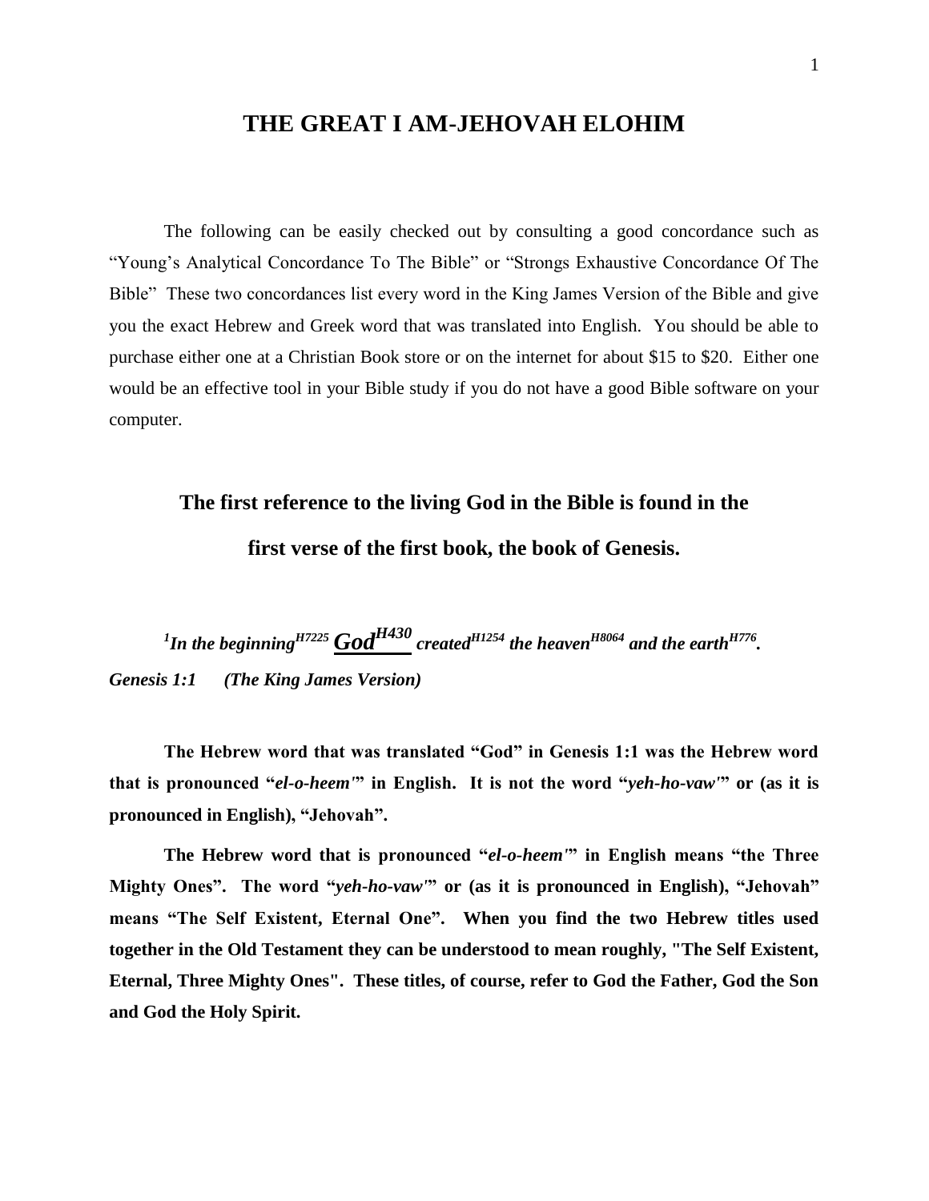# THE GREAT I AM-JEHOVAH ELOHIM

The following can be easily checked out by consulting a good concordance such as "Young's Analytical Concordance To The Bible" or "Strongs Exhaustive Concordance Of The Bible" These two concordances list every word in the King James Version of the Bible and give you the exact Hebrew and Greek word that was translated into English. You should be able to purchase either one at a Christian Book store or on the internet for about $15 to $20. Either one would be an effective tool in your Bible study if you do not have a good Bible software on your computer.

## The first reference to the living God in the Bible is found in the first verse of the first book, the book of Genesis.

***[1]In the beginning[H7225] <u>God</u>[H430] created[H1254] the heaven[H8064] and the earth[H776].***

***Genesis 1:1 (The King James Version)***

**The Hebrew word that was translated "God" in Genesis 1:1 was the Hebrew word that is pronounced "*el-o-heem'*" in English. It is not the word "*yeh-ho-vaw'*" or (as it is pronounced in English), "Jehovah".**

**The Hebrew word that is pronounced "*el-o-heem'*" in English means "the Three Mighty Ones". The word "*yeh-ho-vaw'*" or (as it is pronounced in English), "Jehovah" means "The Self Existent, Eternal One". When you find the two Hebrew titles used together in the Old Testament they can be understood to mean roughly, "The Self Existent, Eternal, Three Mighty Ones". These titles, of course, refer to God the Father, God the Son and God the Holy Spirit.**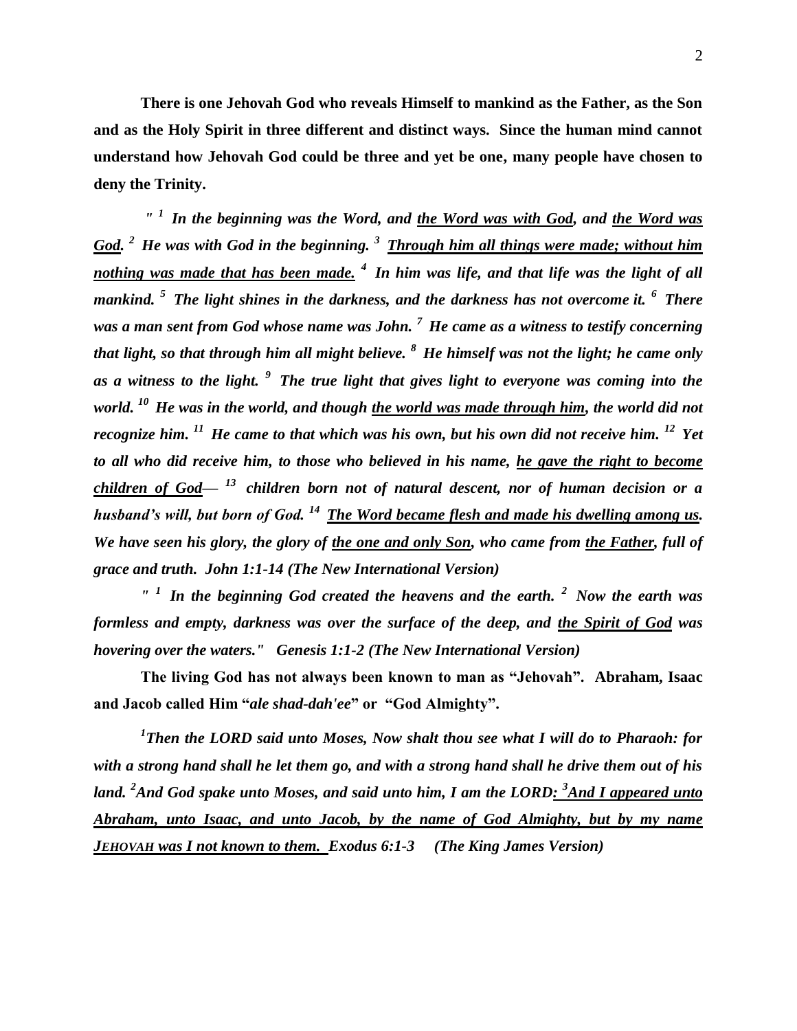**There is one Jehovah God who reveals Himself to mankind as the Father, as the Son and as the Holy Spirit in three different and distinct ways. Since the human mind cannot understand how Jehovah God could be three and yet be one, many people have chosen to deny the Trinity.**

***" [1] In the beginning was the Word, and <u>the Word was with God</u>, and <u>the Word was God</u>. [2] He was with God in the beginning. [3] <u>Through him all things were made; without him nothing was made that has been made.</u> [4] In him was life, and that life was the light of all mankind. [5] The light shines in the darkness, and the darkness has not overcome it. [6] There was a man sent from God whose name was John. [7] He came as a witness to testify concerning that light, so that through him all might believe. [8] He himself was not the light; he came only as a witness to the light. [9] The true light that gives light to everyone was coming into the world. [10] He was in the world, and though <u>the world was made through him</u>, the world did not recognize him. [11] He came to that which was his own, but his own did not receive him. [12] Yet to all who did receive him, to those who believed in his name, <u>he gave the right to become children of God</u>— [13] children born not of natural descent, nor of human decision or a husband's will, but born of God. [14] <u>The Word became flesh and made his dwelling among us</u>. We have seen his glory, the glory of <u>the one and only Son</u>, who came from <u>the Father</u>, full of grace and truth. John 1:1-14 (The New International Version)***

***" [1] In the beginning God created the heavens and the earth. [2] Now the earth was formless and empty, darkness was over the surface of the deep, and <u>the Spirit of God</u> was hovering over the waters." Genesis 1:1-2 (The New International Version)***

**The living God has not always been known to man as "Jehovah". Abraham, Isaac and Jacob called Him "*ale shad-dah'ee*" or "God Almighty".**

***[1]Then the LORD said unto Moses, Now shalt thou see what I will do to Pharaoh: for with a strong hand shall he let them go, and with a strong hand shall he drive them out of his land. [2]And God spake unto Moses, and said unto him, I am the LORD<u>: [3]And I appeared unto Abraham, unto Isaac, and unto Jacob, by the name of God Almighty, but by my name JEHOVAH was I not known to them.</u> Exodus 6:1-3 (The King James Version)***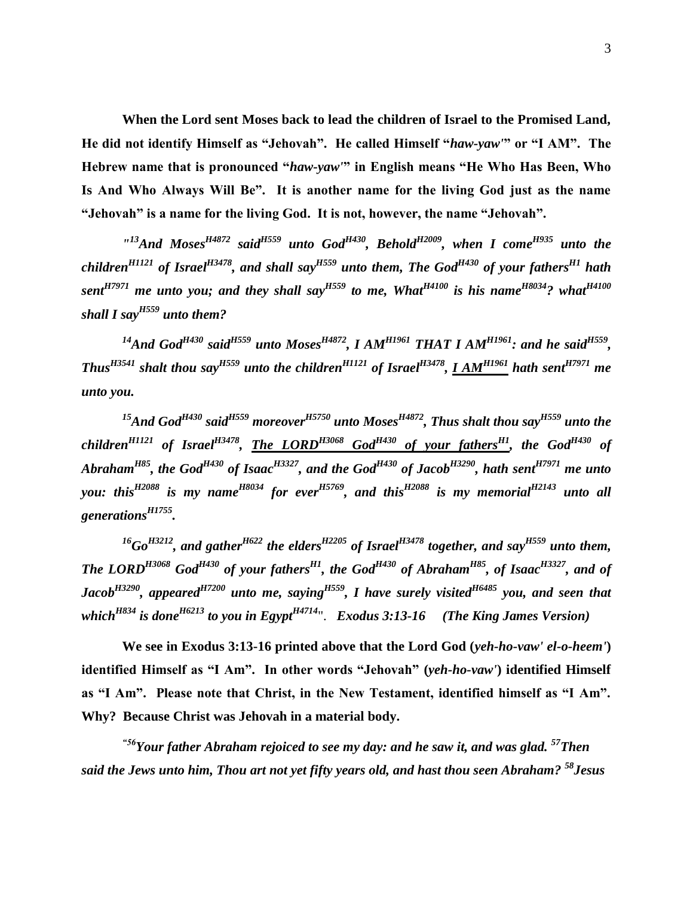**When the Lord sent Moses back to lead the children of Israel to the Promised Land, He did not identify Himself as "Jehovah". He called Himself "*haw-yaw'*" or "I AM". The Hebrew name that is pronounced "*haw-yaw'*" in English means "He Who Has Been, Who Is And Who Always Will Be". It is another name for the living God just as the name "Jehovah" is a name for the living God. It is not, however, the name "Jehovah".**

***"[13]And Moses[H4872] said[H559] unto God[H430], Behold[H2009], when I come[H935] unto the children[H1121] of Israel[H3478], and shall say[H559] unto them, The God[H430] of your fathers[H1] hath sent[H7971] me unto you; and they shall say[H559] to me, What[H4100] is his name[H8034]? what[H4100] shall I say[H559] unto them?***

***[14]And God[H430] said[H559] unto Moses[H4872], I AM[H1961] THAT I AM[H1961]: and he said[H559], Thus[H3541] shalt thou say[H559] unto the children[H1121] of Israel[H3478], <u>I AM[H1961]</u> hath sent[H7971] me unto you.***

***[15]And God[H430] said[H559] moreover[H5750] unto Moses[H4872], Thus shalt thou say[H559] unto the children[H1121] of Israel[H3478], <u>The LORD[H3068] God[H430] of your fathers[H1]</u>, the God[H430] of Abraham[H85], the God[H430] of Isaac[H3327], and the God[H430] of Jacob[H3290], hath sent[H7971] me unto you: this[H2088] is my name[H8034] for ever[H5769], and this[H2088] is my memorial[H2143] unto all generations[H1755].***

***[16]Go[H3212], and gather[H622] the elders[H2205] of Israel[H3478] together, and say[H559] unto them, The LORD[H3068] God[H430] of your fathers[H1], the God[H430] of Abraham[H85], of Isaac[H3327], and of Jacob[H3290], appeared[H7200] unto me, saying[H559], I have surely visited[H6485] you, and seen that which[H834] is done[H6213] to you in Egypt[H4714]". Exodus 3:13-16 (The King James Version)***

**We see in Exodus 3:13-16 printed above that the Lord God (*yeh-ho-vaw' el-o-heem'*) identified Himself as "I Am". In other words "Jehovah" (*yeh-ho-vaw'*) identified Himself as "I Am". Please note that Christ, in the New Testament, identified himself as "I Am". Why? Because Christ was Jehovah in a material body.**

***"[56]Your father Abraham rejoiced to see my day: and he saw it, and was glad. [57]Then said the Jews unto him, Thou art not yet fifty years old, and hast thou seen Abraham? [58]Jesus***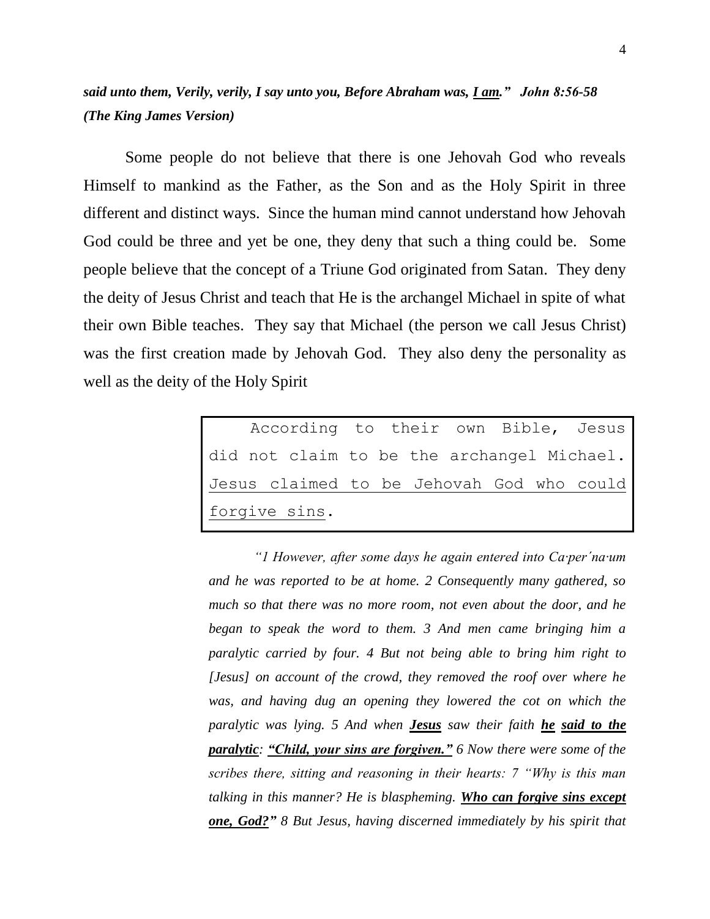***said unto them, Verily, verily, I say unto you, Before Abraham was, <u>I am</u>." John 8:56-58 (The King James Version)***

Some people do not believe that there is one Jehovah God who reveals Himself to mankind as the Father, as the Son and as the Holy Spirit in three different and distinct ways. Since the human mind cannot understand how Jehovah God could be three and yet be one, they deny that such a thing could be. Some people believe that the concept of a Triune God originated from Satan. They deny the deity of Jesus Christ and teach that He is the archangel Michael in spite of what their own Bible teaches. They say that Michael (the person we call Jesus Christ) was the first creation made by Jehovah God. They also deny the personality as well as the deity of the Holy Spirit

> According to their own Bible, Jesus did not claim to be the archangel Michael. <u>Jesus claimed to be Jehovah God who could forgive sins</u>.

*"1 However, after some days he again entered into Ca·per′na·um and he was reported to be at home. 2 Consequently many gathered, so much so that there was no more room, not even about the door, and he began to speak the word to them. 3 And men came bringing him a paralytic carried by four. 4 But not being able to bring him right to [Jesus] on account of the crowd, they removed the roof over where he was, and having dug an opening they lowered the cot on which the paralytic was lying. 5 And when **<u>Jesus</u>** saw their faith **<u>he</u>** **<u>said to the paralytic</u>**: **<u>"Child, your sins are forgiven."</u>** 6 Now there were some of the scribes there, sitting and reasoning in their hearts: 7 "Why is this man talking in this manner? He is blaspheming. **<u>Who can forgive sins except one, God?"</u>** 8 But Jesus, having discerned immediately by his spirit that*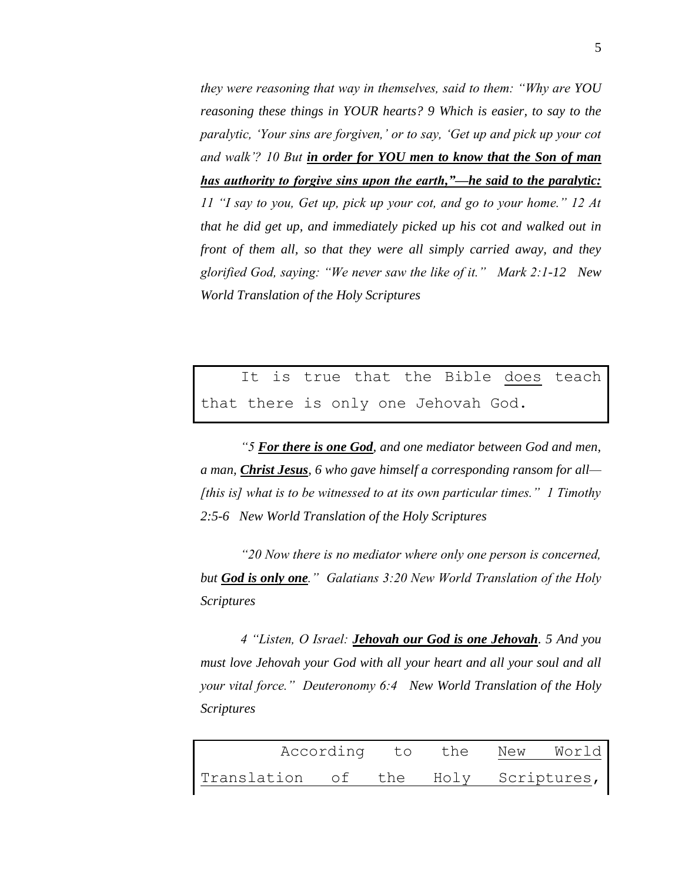*they were reasoning that way in themselves, said to them: "Why are YOU reasoning these things in YOUR hearts? 9 Which is easier, to say to the paralytic, 'Your sins are forgiven,' or to say, 'Get up and pick up your cot and walk'? 10 But* ***<u>in order for YOU men to know that the Son of man has authority to forgive sins upon the earth,"—he said to the paralytic:</u>*** *11 "I say to you, Get up, pick up your cot, and go to your home." 12 At that he did get up, and immediately picked up his cot and walked out in front of them all, so that they were all simply carried away, and they glorified God, saying: "We never saw the like of it."   Mark 2:1-12   New World Translation of the Holy Scriptures*

> It is true that the Bible <u>does</u> teach that there is only one Jehovah God.

*"5* ***<u>For there is one God</u>****, and one mediator between God and men, a man,* ***<u>Christ Jesus</u>****, 6 who gave himself a corresponding ransom for all—[this is] what is to be witnessed to at its own particular times."  1 Timothy 2:5-6   New World Translation of the Holy Scriptures*

*"20 Now there is no mediator where only one person is concerned, but* ***<u>God is only one</u>****."  Galatians 3:20 New World Translation of the Holy Scriptures*

*4 "Listen, O Israel:* ***<u>Jehovah our God is one Jehovah</u>****. 5 And you must love Jehovah your God with all your heart and all your soul and all your vital force."  Deuteronomy 6:4   New World Translation of the Holy Scriptures*

> According to the <u>New World Translation of the Holy Scriptures</u>,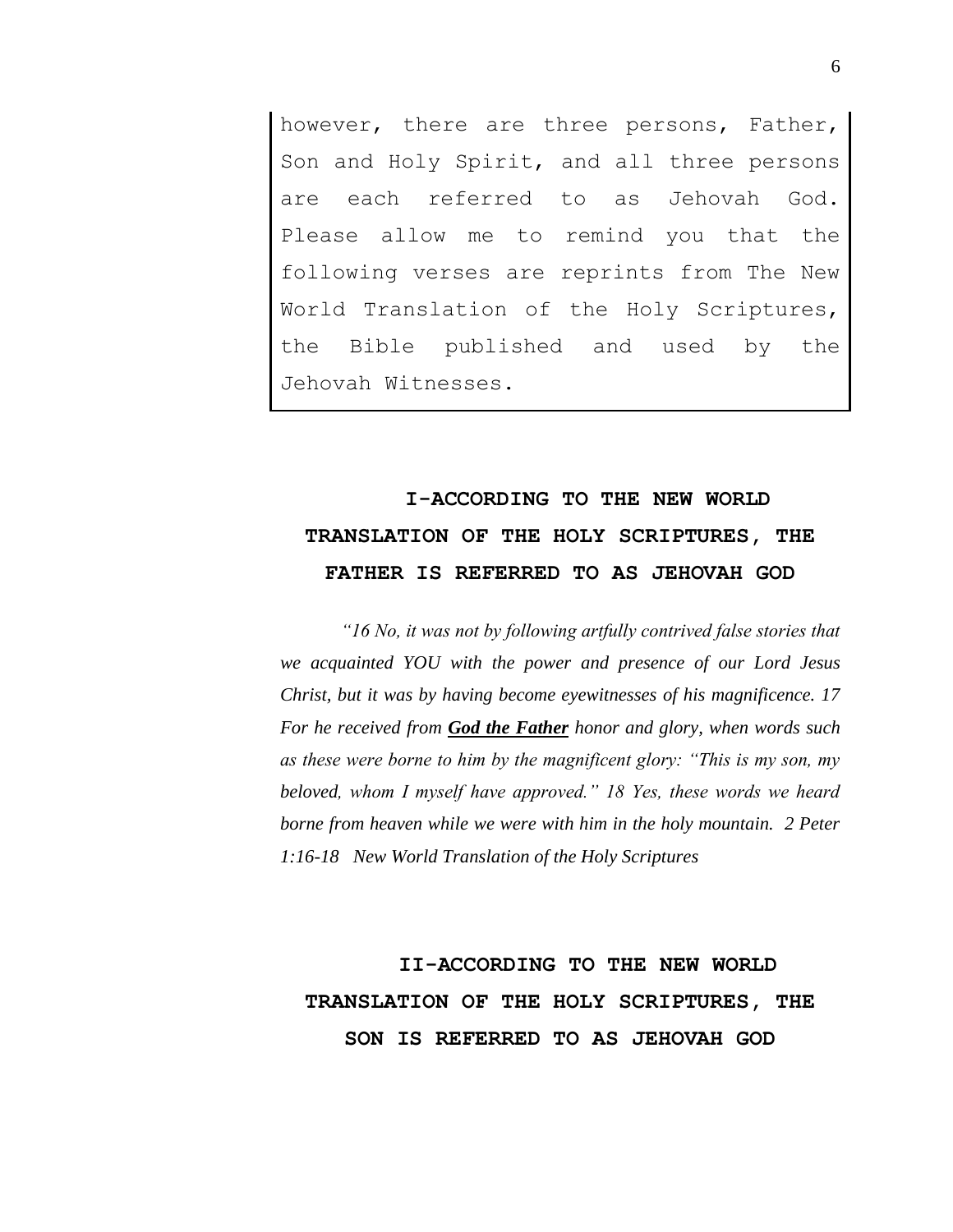however, there are three persons, Father, Son and Holy Spirit, and all three persons are each referred to as Jehovah God. Please allow me to remind you that the following verses are reprints from The New World Translation of the Holy Scriptures, the Bible published and used by the Jehovah Witnesses.

## I-ACCORDING TO THE NEW WORLD TRANSLATION OF THE HOLY SCRIPTURES, THE FATHER IS REFERRED TO AS JEHOVAH GOD

*"16 No, it was not by following artfully contrived false stories that we acquainted YOU with the power and presence of our Lord Jesus Christ, but it was by having become eyewitnesses of his magnificence. 17 For he received from* ***God the Father*** *honor and glory, when words such as these were borne to him by the magnificent glory: "This is my son, my beloved, whom I myself have approved." 18 Yes, these words we heard borne from heaven while we were with him in the holy mountain. 2 Peter 1:16-18 New World Translation of the Holy Scriptures*

## II-ACCORDING TO THE NEW WORLD TRANSLATION OF THE HOLY SCRIPTURES, THE SON IS REFERRED TO AS JEHOVAH GOD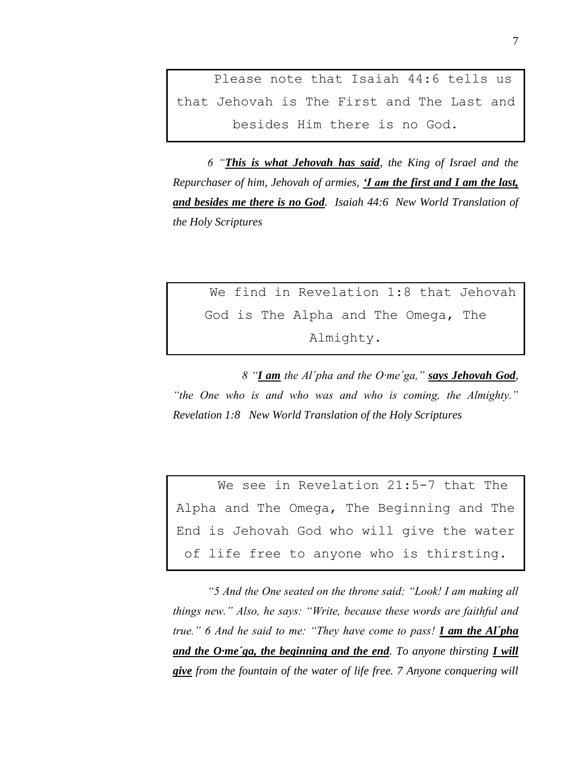Please note that Isaiah 44:6 tells us that Jehovah is The First and The Last and besides Him there is no God.

*6 "__This is what Jehovah has said__, the King of Israel and the Repurchaser of him, Jehovah of armies, __'I am the first and I am the last, and besides me there is no God__. Isaiah 44:6 New World Translation of the Holy Scriptures*

We find in Revelation 1:8 that Jehovah God is The Alpha and The Omega, The Almighty.

*8 "__I am__ the Al´pha and the O·me´ga," __says Jehovah God__, "the One who is and who was and who is coming, the Almighty." Revelation 1:8 New World Translation of the Holy Scriptures*

We see in Revelation 21:5-7 that The Alpha and The Omega, The Beginning and The End is Jehovah God who will give the water of life free to anyone who is thirsting.

*"5 And the One seated on the throne said: "Look! I am making all things new." Also, he says: "Write, because these words are faithful and true." 6 And he said to me: "They have come to pass! __I am the Al´pha and the O·me´ga, the beginning and the end__. To anyone thirsting __I will give__ from the fountain of the water of life free. 7 Anyone conquering will*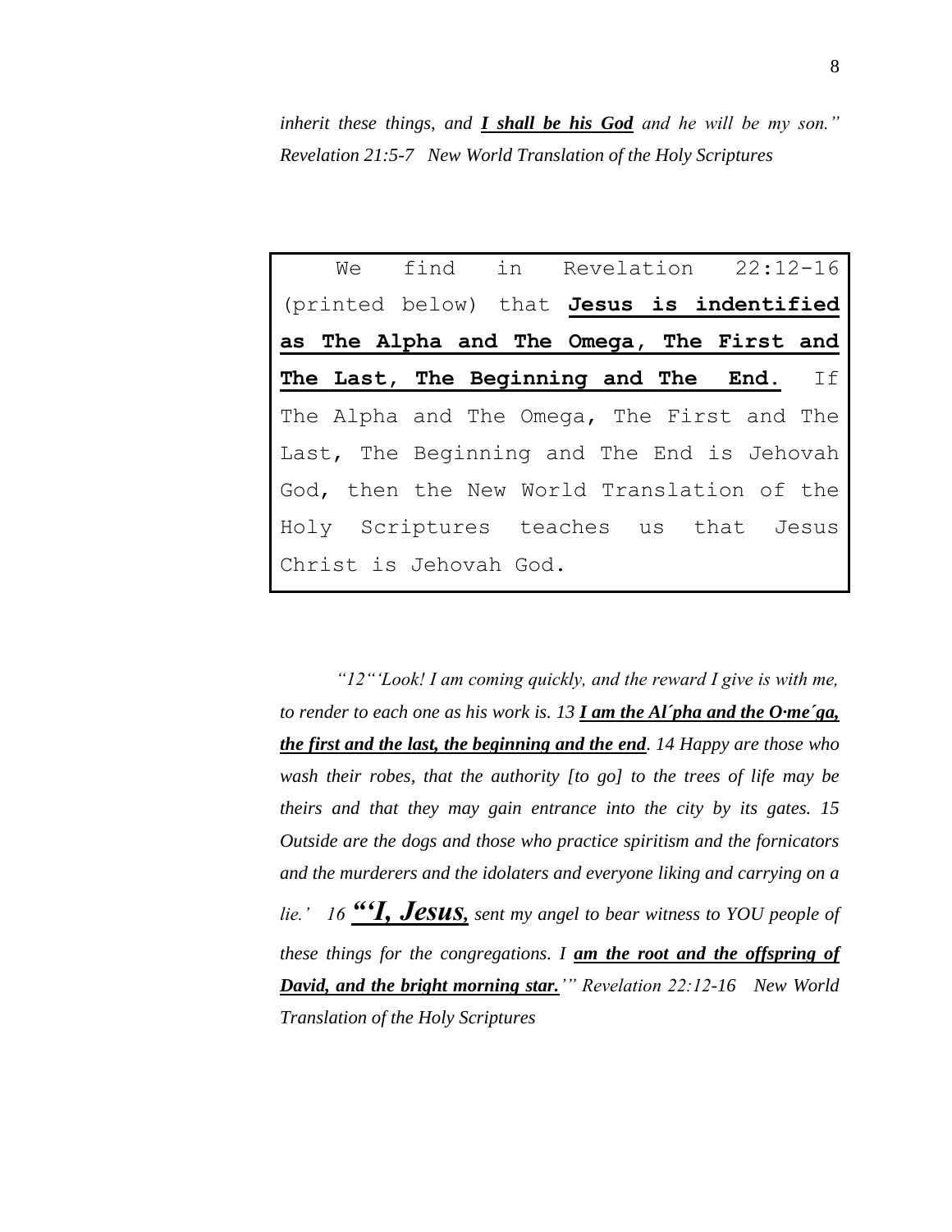*inherit these things, and* ***I shall be his God*** *and he will be my son." Revelation 21:5-7 New World Translation of the Holy Scriptures*

> We find in Revelation 22:12-16 (printed below) that **Jesus is indentified as The Alpha and The Omega, The First and The Last, The Beginning and The End.** If The Alpha and The Omega, The First and The Last, The Beginning and The End is Jehovah God, then the New World Translation of the Holy Scriptures teaches us that Jesus Christ is Jehovah God.

*"12"'Look! I am coming quickly, and the reward I give is with me, to render to each one as his work is. 13* ***I am the Al´pha and the O·me´ga, the first and the last, the beginning and the end****. 14 Happy are those who wash their robes, that the authority [to go] to the trees of life may be theirs and that they may gain entrance into the city by its gates. 15 Outside are the dogs and those who practice spiritism and the fornicators and the murderers and the idolaters and everyone liking and carrying on a lie.' 16* ***"'I, Jesus,*** *sent my angel to bear witness to YOU people of these things for the congregations. I* ***am the root and the offspring of David, and the bright morning star.****'" Revelation 22:12-16 New World Translation of the Holy Scriptures*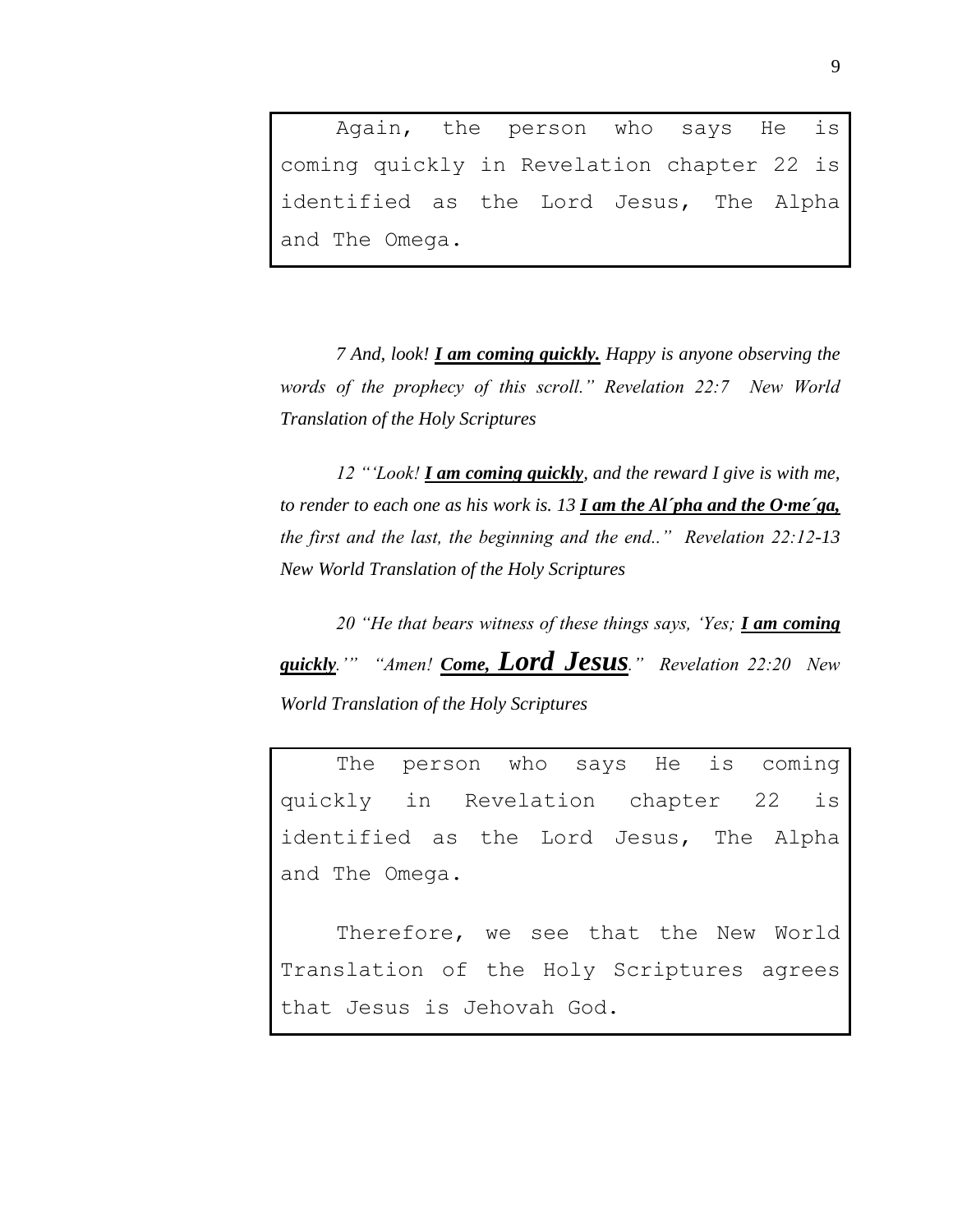Again, the person who says He is coming quickly in Revelation chapter 22 is identified as the Lord Jesus, The Alpha and The Omega.

*7 And, look! **I am coming quickly.** Happy is anyone observing the words of the prophecy of this scroll." Revelation 22:7 New World Translation of the Holy Scriptures*

*12 "'Look! **I am coming quickly**, and the reward I give is with me, to render to each one as his work is. 13 **I am the Al´pha and the O·me´ga,** the first and the last, the beginning and the end.." Revelation 22:12-13 New World Translation of the Holy Scriptures*

*20 "He that bears witness of these things says, 'Yes; **I am coming quickly**.'" "Amen! **Come, Lord Jesus**." Revelation 22:20 New World Translation of the Holy Scriptures*

The person who says He is coming quickly in Revelation chapter 22 is identified as the Lord Jesus, The Alpha and The Omega.

Therefore, we see that the New World Translation of the Holy Scriptures agrees that Jesus is Jehovah God.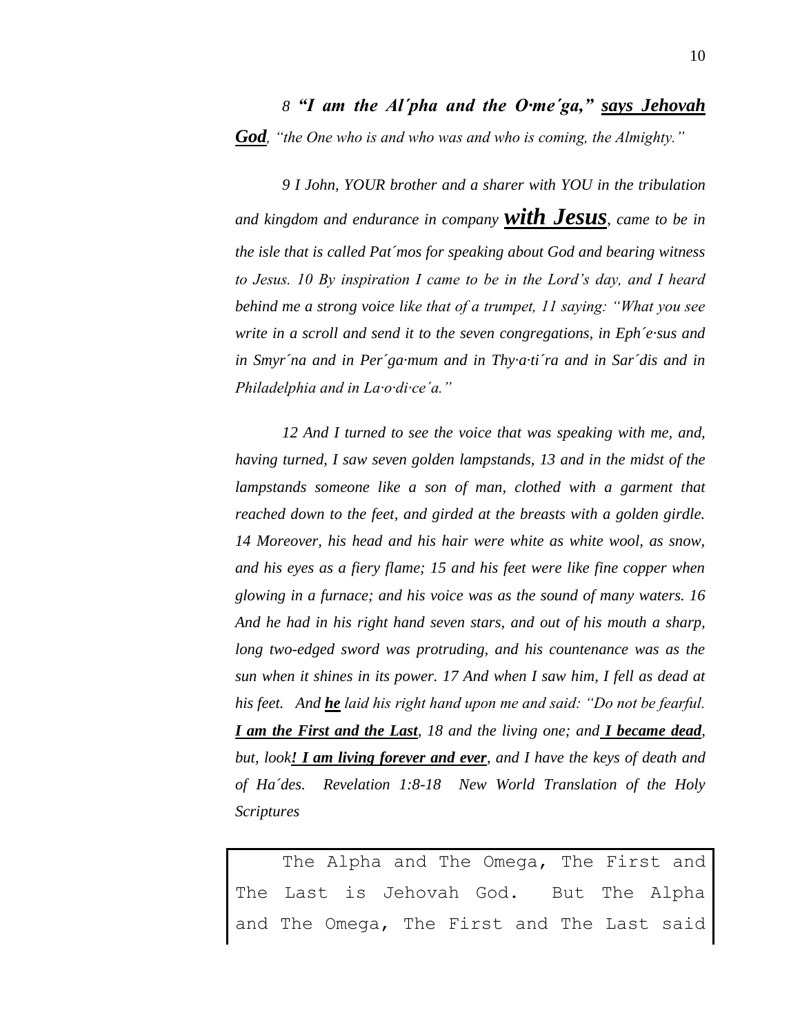*8 **"I am the Al′pha and the O·me′ga,"** <u>**says Jehovah God**</u>, "the One who is and who was and who is coming, the Almighty."*

*9 I John, YOUR brother and a sharer with YOU in the tribulation and kingdom and endurance in company <u>**with Jesus**</u>, came to be in the isle that is called Pat′mos for speaking about God and bearing witness to Jesus. 10 By inspiration I came to be in the Lord's day, and I heard behind me a strong voice like that of a trumpet, 11 saying: "What you see write in a scroll and send it to the seven congregations, in Eph′e·sus and in Smyr′na and in Per′ga·mum and in Thy·a·ti′ra and in Sar′dis and in Philadelphia and in La·o·di·ce′a."*

*12 And I turned to see the voice that was speaking with me, and, having turned, I saw seven golden lampstands, 13 and in the midst of the lampstands someone like a son of man, clothed with a garment that reached down to the feet, and girded at the breasts with a golden girdle. 14 Moreover, his head and his hair were white as white wool, as snow, and his eyes as a fiery flame; 15 and his feet were like fine copper when glowing in a furnace; and his voice was as the sound of many waters. 16 And he had in his right hand seven stars, and out of his mouth a sharp, long two-edged sword was protruding, and his countenance was as the sun when it shines in its power. 17 And when I saw him, I fell as dead at his feet. And <u>**he**</u> laid his right hand upon me and said: "Do not be fearful. <u>**I am the First and the Last**</u>, 18 and the living one; and <u>**I became dead**</u>, but, look<u>**! I am living forever and ever**</u>, and I have the keys of death and of Ha′des. Revelation 1:8-18 New World Translation of the Holy Scriptures*

The Alpha and The Omega, The First and The Last is Jehovah God. But The Alpha and The Omega, The First and The Last said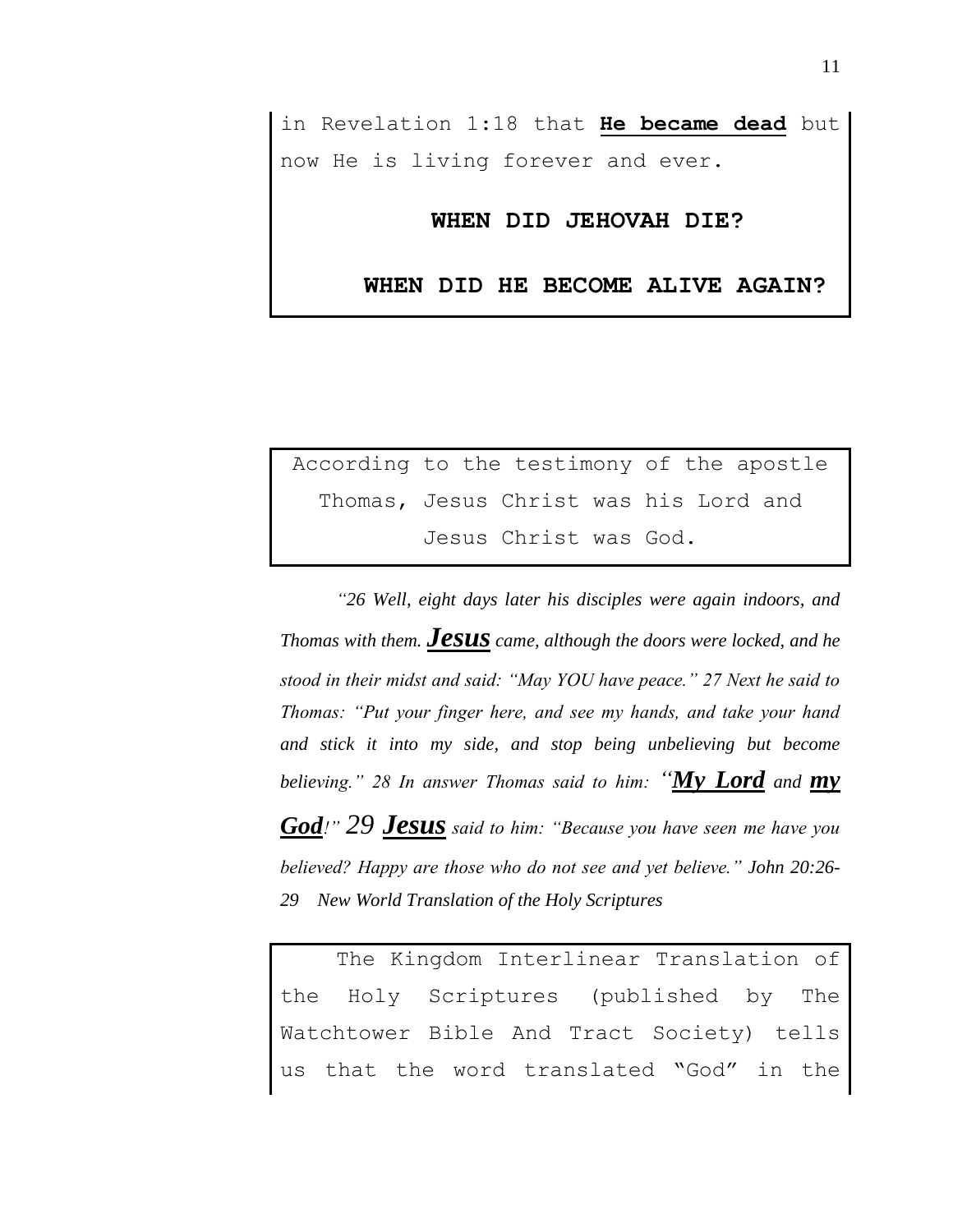in Revelation 1:18 that **He became dead** but now He is living forever and ever.

**WHEN DID JEHOVAH DIE?**

**WHEN DID HE BECOME ALIVE AGAIN?**

According to the testimony of the apostle Thomas, Jesus Christ was his Lord and Jesus Christ was God.

*"26 Well, eight days later his disciples were again indoors, and Thomas with them. **Jesus** came, although the doors were locked, and he stood in their midst and said: "May YOU have peace." 27 Next he said to Thomas: "Put your finger here, and see my hands, and take your hand and stick it into my side, and stop being unbelieving but become believing." 28 In answer Thomas said to him: "**My Lord** and **my God**!" 29 **Jesus** said to him: "Because you have seen me have you believed? Happy are those who do not see and yet believe." John 20:26-29 New World Translation of the Holy Scriptures*

The Kingdom Interlinear Translation of the Holy Scriptures (published by The Watchtower Bible And Tract Society) tells us that the word translated "God" in the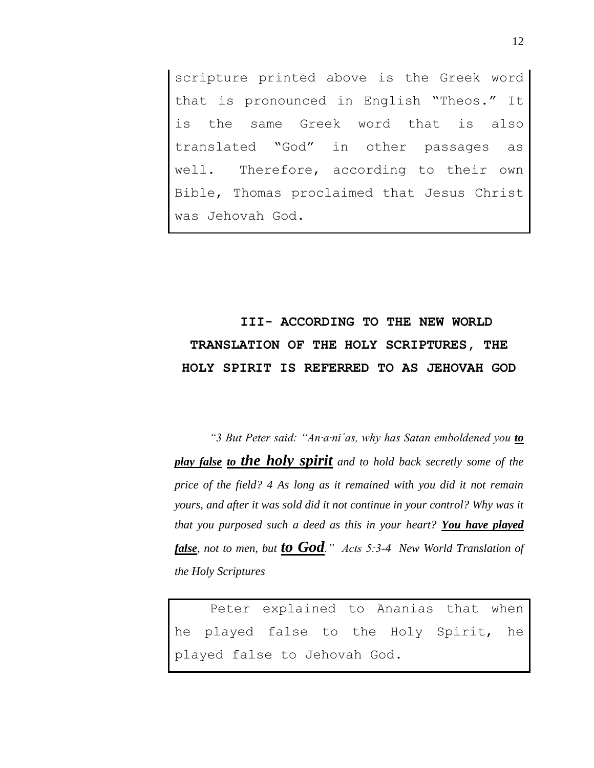scripture printed above is the Greek word that is pronounced in English "Theos." It is the same Greek word that is also translated "God" in other passages as well. Therefore, according to their own Bible, Thomas proclaimed that Jesus Christ was Jehovah God.

## III- ACCORDING TO THE NEW WORLD TRANSLATION OF THE HOLY SCRIPTURES, THE HOLY SPIRIT IS REFERRED TO AS JEHOVAH GOD

*"3 But Peter said: "An·a·ni′as, why has Satan emboldened you* ***to play false to the holy spirit*** *and to hold back secretly some of the price of the field? 4 As long as it remained with you did it not remain yours, and after it was sold did it not continue in your control? Why was it that you purposed such a deed as this in your heart?* ***You have played false****, not to men, but* ***to God****."  Acts 5:3-4  New World Translation of the Holy Scriptures*

Peter explained to Ananias that when he played false to the Holy Spirit, he played false to Jehovah God.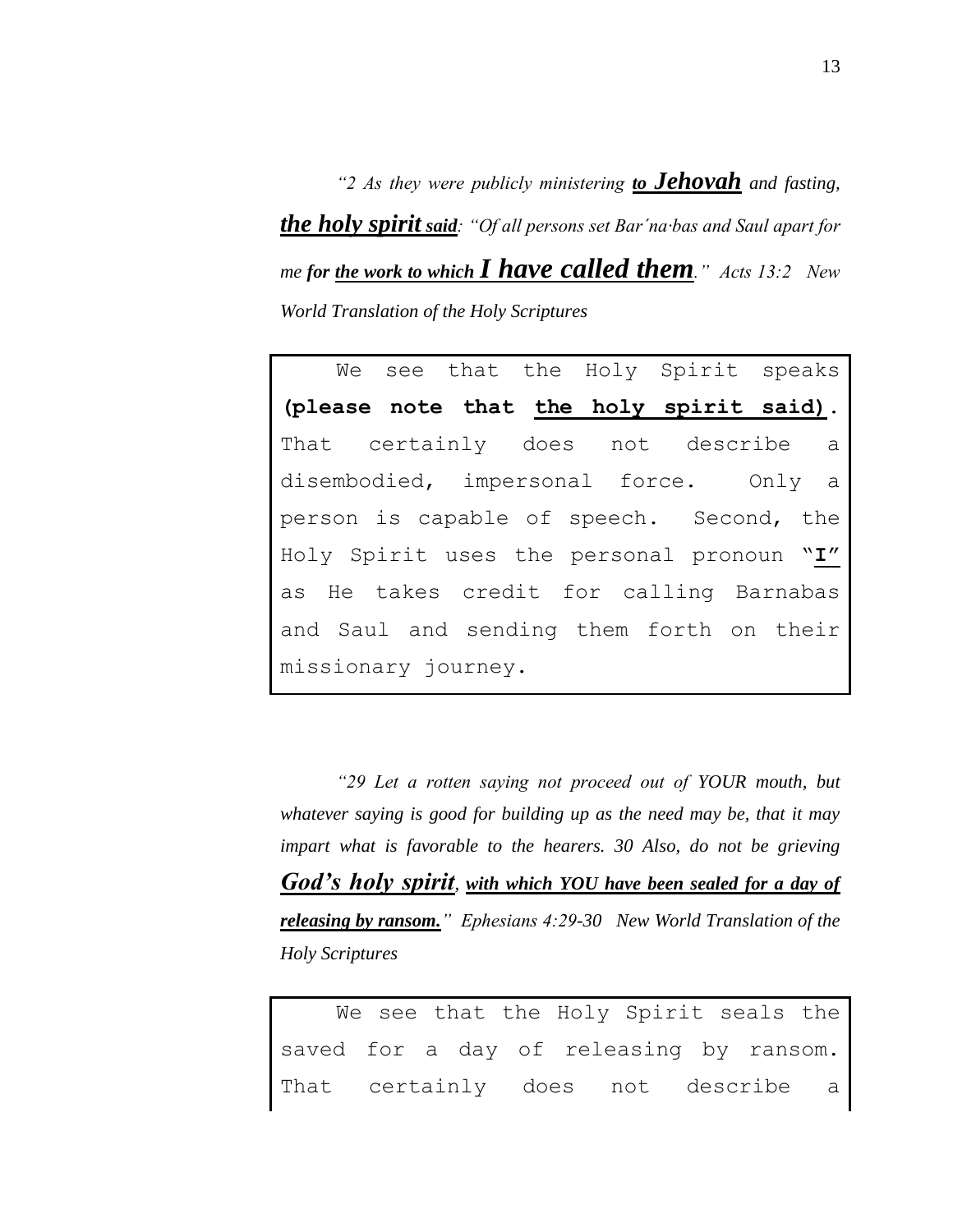*"2 As they were publicly ministering **to Jehovah** and fasting, **the holy spirit said**: "Of all persons set Bar′na·bas and Saul apart for me **for the work to which I have called them**." Acts 13:2 New World Translation of the Holy Scriptures*

> We see that the Holy Spirit speaks **(please note that the holy spirit said).** That certainly does not describe a disembodied, impersonal force. Only a person is capable of speech. Second, the Holy Spirit uses the personal pronoun **"I"** as He takes credit for calling Barnabas and Saul and sending them forth on their missionary journey.

*"29 Let a rotten saying not proceed out of YOUR mouth, but whatever saying is good for building up as the need may be, that it may impart what is favorable to the hearers. 30 Also, do not be grieving **God's holy spirit**, **with which YOU have been sealed for a day of releasing by ransom.**" Ephesians 4:29-30 New World Translation of the Holy Scriptures*

> We see that the Holy Spirit seals the saved for a day of releasing by ransom. That certainly does not describe a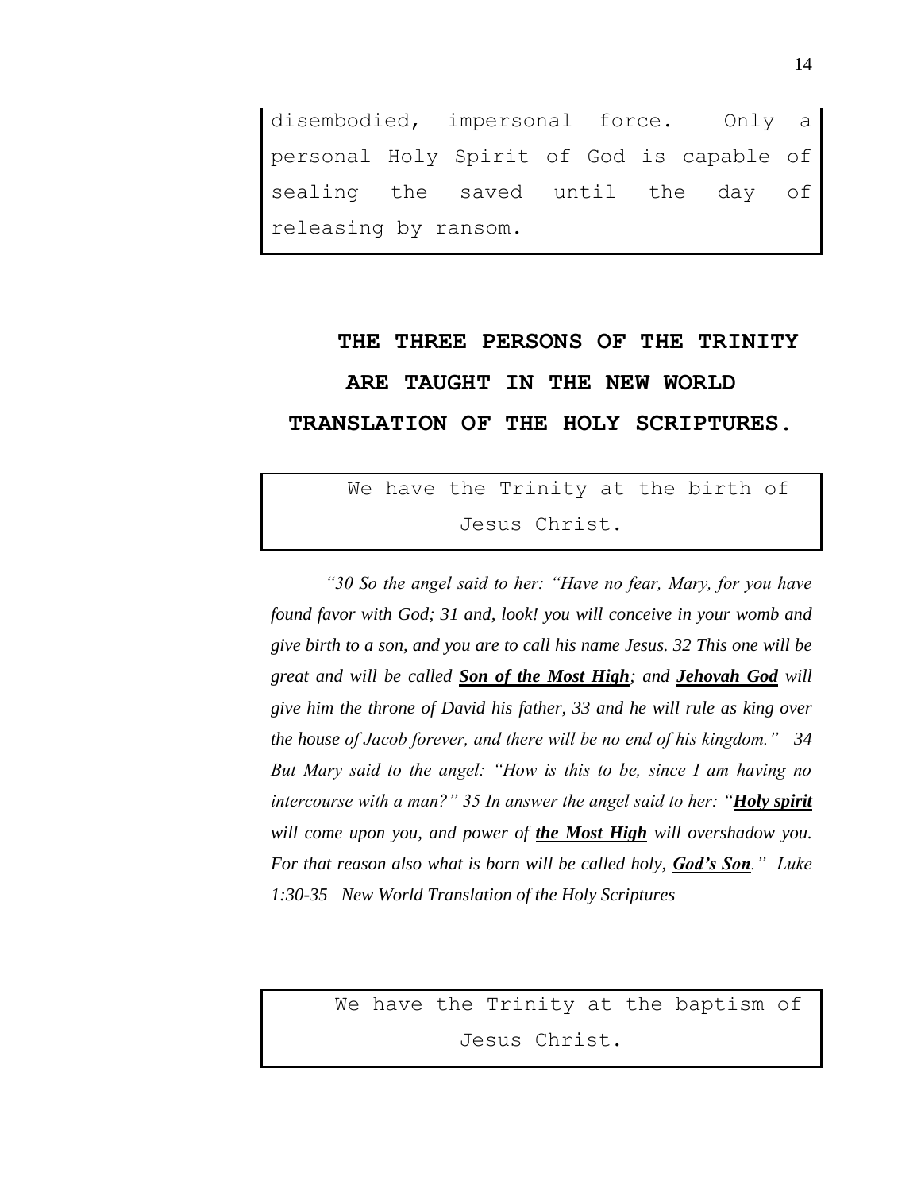disembodied, impersonal force. Only a personal Holy Spirit of God is capable of sealing the saved until the day of releasing by ransom.

## THE THREE PERSONS OF THE TRINITY ARE TAUGHT IN THE NEW WORLD TRANSLATION OF THE HOLY SCRIPTURES.

We have the Trinity at the birth of Jesus Christ.

*"30 So the angel said to her: "Have no fear, Mary, for you have found favor with God; 31 and, look! you will conceive in your womb and give birth to a son, and you are to call his name Jesus. 32 This one will be great and will be called **Son of the Most High**; and **Jehovah God** will give him the throne of David his father, 33 and he will rule as king over the house of Jacob forever, and there will be no end of his kingdom." 34 But Mary said to the angel: "How is this to be, since I am having no intercourse with a man?" 35 In answer the angel said to her: "**Holy spirit** will come upon you, and power of **the Most High** will overshadow you. For that reason also what is born will be called holy, **God's Son**." Luke 1:30-35 New World Translation of the Holy Scriptures*

We have the Trinity at the baptism of Jesus Christ.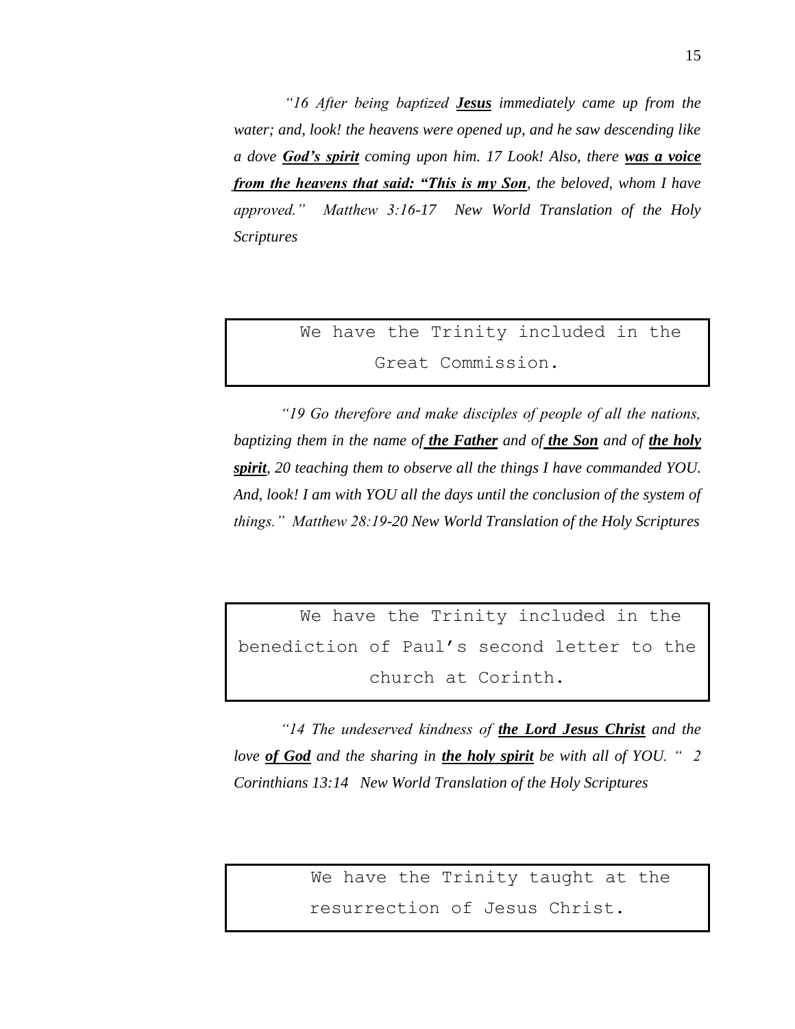*"16 After being baptized **Jesus** immediately came up from the water; and, look! the heavens were opened up, and he saw descending like a dove **God's spirit** coming upon him. 17 Look! Also, there **was a voice from the heavens that said: "This is my Son**, the beloved, whom I have approved." Matthew 3:16-17 New World Translation of the Holy Scriptures*

> We have the Trinity included in the Great Commission.

*"19 Go therefore and make disciples of people of all the nations, baptizing them in the name of **the Father** and of **the Son** and of **the holy spirit**, 20 teaching them to observe all the things I have commanded YOU. And, look! I am with YOU all the days until the conclusion of the system of things." Matthew 28:19-20 New World Translation of the Holy Scriptures*

> We have the Trinity included in the benediction of Paul's second letter to the church at Corinth.

*"14 The undeserved kindness of **the Lord Jesus Christ** and the love **of God** and the sharing in **the holy spirit** be with all of YOU. " 2 Corinthians 13:14 New World Translation of the Holy Scriptures*

> We have the Trinity taught at the resurrection of Jesus Christ.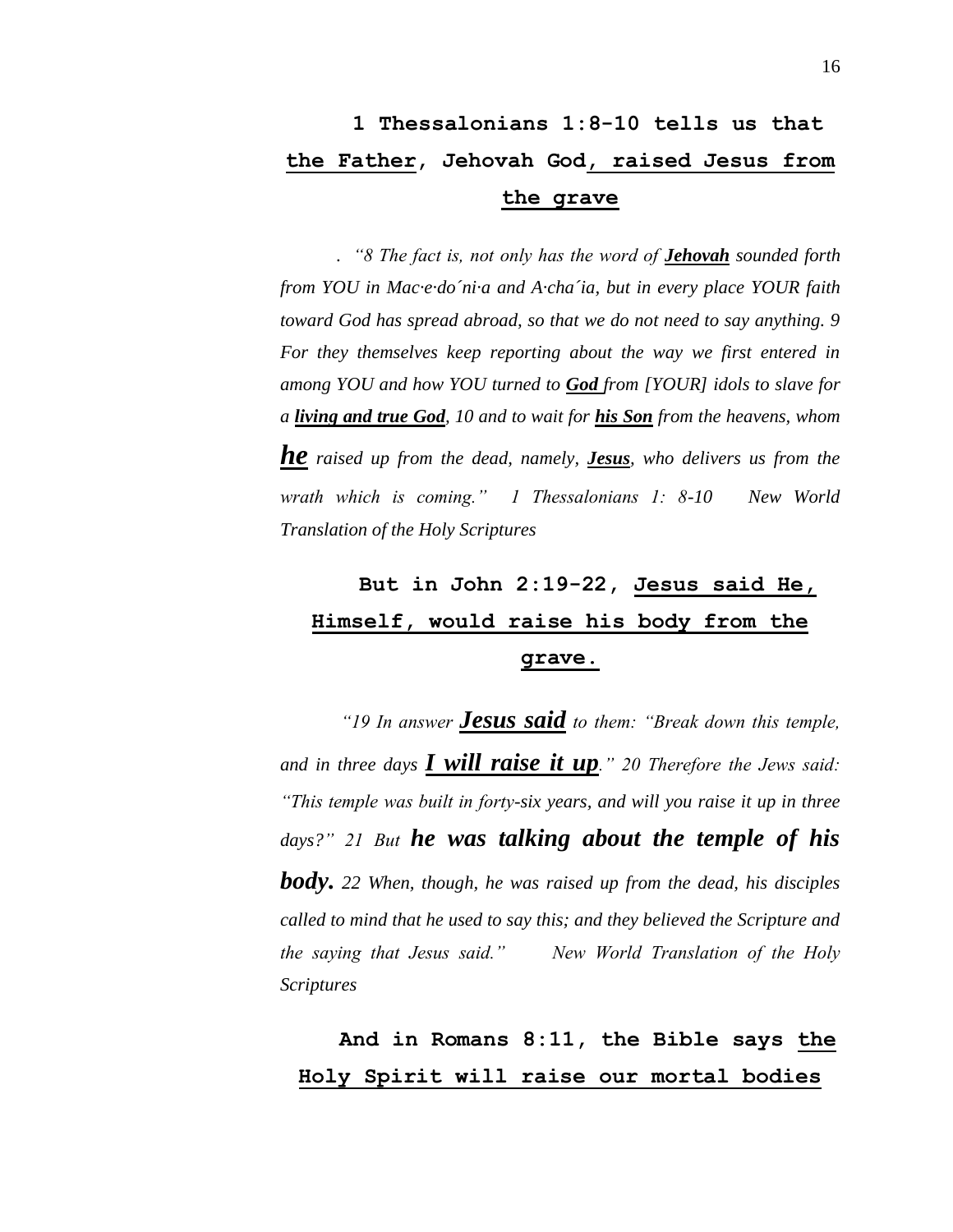**1 Thessalonians 1:8-10 tells us that <u>the Father</u>, Jehovah God<u>, raised Jesus from the grave</u>**

*. "8 The fact is, not only has the word of **<u>Jehovah</u>** sounded forth from YOU in Mac·e·do´ni·a and A·cha´ia, but in every place YOUR faith toward God has spread abroad, so that we do not need to say anything. 9 For they themselves keep reporting about the way we first entered in among YOU and how YOU turned to **<u>God</u>** from [YOUR] idols to slave for a **<u>living and true God</u>**, 10 and to wait for **<u>his Son</u>** from the heavens, whom **<u>he</u>** raised up from the dead, namely, **<u>Jesus</u>**, who delivers us from the wrath which is coming." 1 Thessalonians 1: 8-10 New World Translation of the Holy Scriptures*

**But in John 2:19-22, <u>Jesus said He, Himself, would raise his body from the grave.</u>**

*"19 In answer **<u>Jesus said</u>** to them: "Break down this temple, and in three days **<u>I will raise it up</u>**." 20 Therefore the Jews said: "This temple was built in forty-six years, and will you raise it up in three days?" 21 But **he was talking about the temple of his body.** 22 When, though, he was raised up from the dead, his disciples called to mind that he used to say this; and they believed the Scripture and the saying that Jesus said." New World Translation of the Holy Scriptures*

**And in Romans 8:11, the Bible says <u>the Holy Spirit will raise our mortal bodies</u>**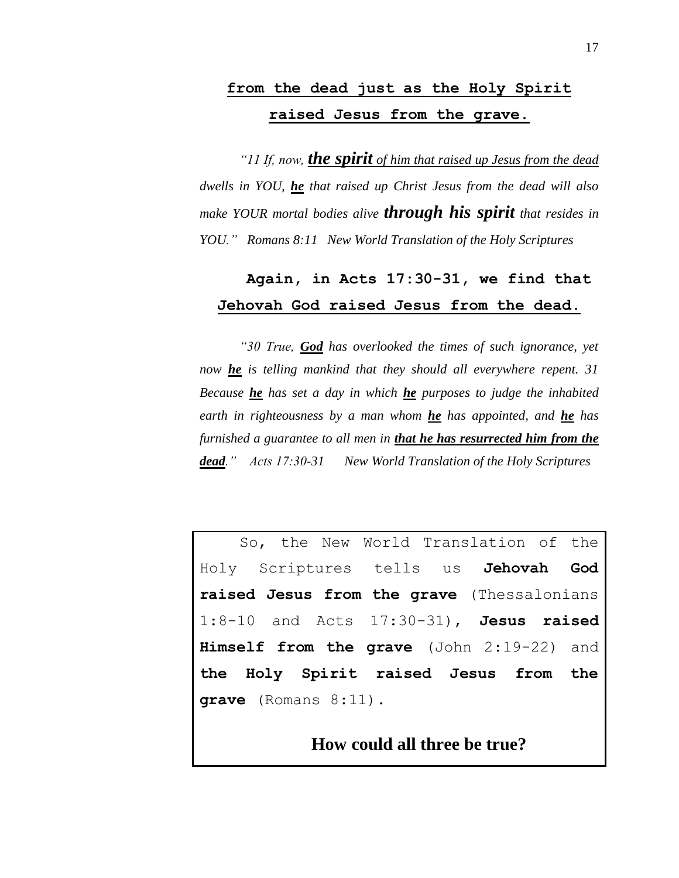**from the dead just as the Holy Spirit raised Jesus from the grave.**

*"11 If, now, **the spirit** of him that raised up Jesus from the dead dwells in YOU, **he** that raised up Christ Jesus from the dead will also make YOUR mortal bodies alive **through his spirit** that resides in YOU." Romans 8:11 New World Translation of the Holy Scriptures*

**Again, in Acts 17:30-31, we find that Jehovah God raised Jesus from the dead.**

*"30 True, **God** has overlooked the times of such ignorance, yet now **he** is telling mankind that they should all everywhere repent. 31 Because **he** has set a day in which **he** purposes to judge the inhabited earth in righteousness by a man whom **he** has appointed, and **he** has furnished a guarantee to all men in **that he has resurrected him from the dead**." Acts 17:30-31 New World Translation of the Holy Scriptures*

So, the New World Translation of the Holy Scriptures tells us **Jehovah God raised Jesus from the grave** (Thessalonians 1:8-10 and Acts 17:30-31), **Jesus raised Himself from the grave** (John 2:19-22) and **the Holy Spirit raised Jesus from the grave** (Romans 8:11).

**How could all three be true?**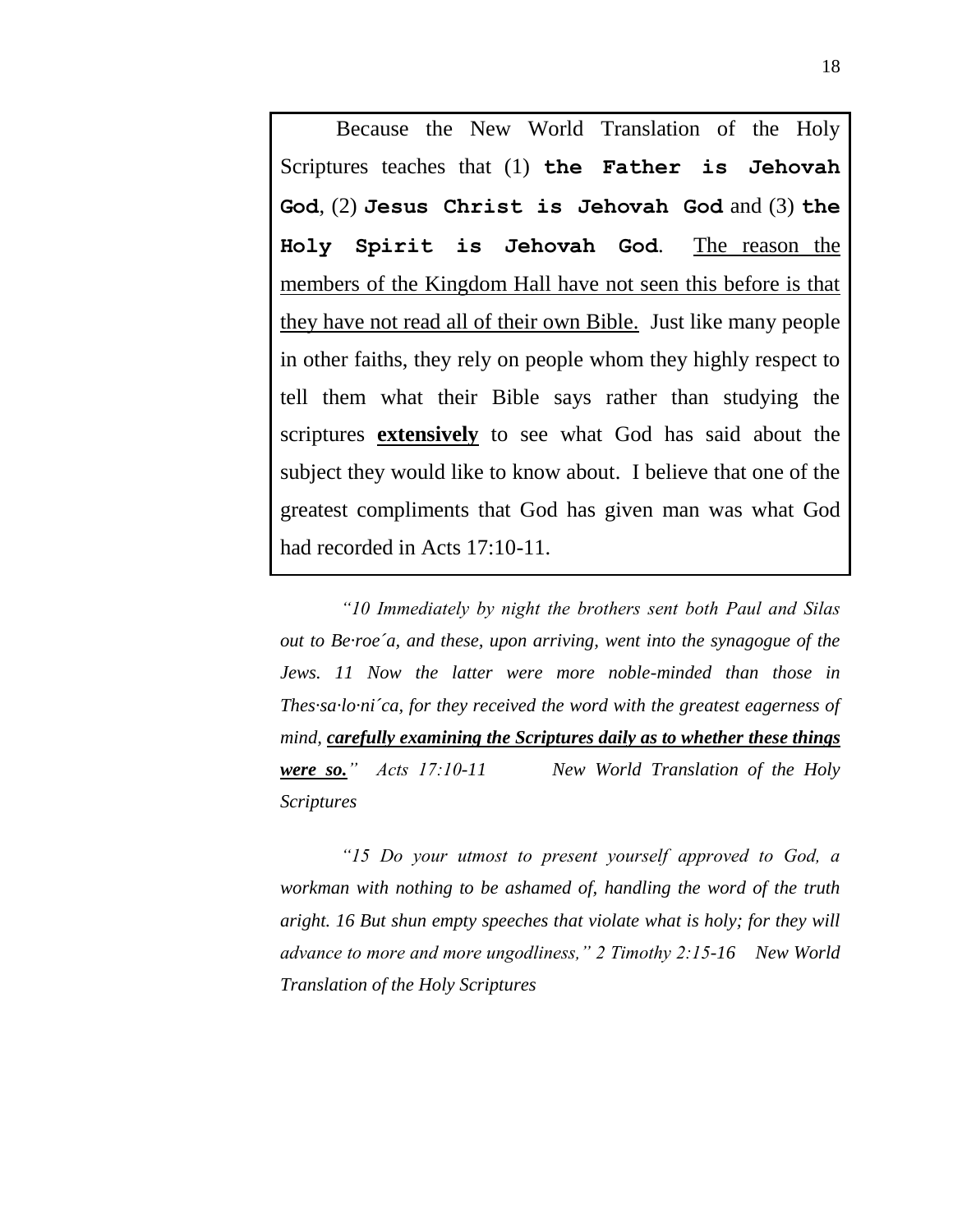Because the New World Translation of the Holy Scriptures teaches that (1) **the Father is Jehovah God**, (2) **Jesus Christ is Jehovah God** and (3) **the Holy Spirit is Jehovah God**. <u>The reason the members of the Kingdom Hall have not seen this before is that they have not read all of their own Bible.</u> Just like many people in other faiths, they rely on people whom they highly respect to tell them what their Bible says rather than studying the scriptures <u>**extensively**</u> to see what God has said about the subject they would like to know about. I believe that one of the greatest compliments that God has given man was what God had recorded in Acts 17:10-11.

*"10 Immediately by night the brothers sent both Paul and Silas out to Be·roe´a, and these, upon arriving, went into the synagogue of the Jews. 11 Now the latter were more noble-minded than those in Thes·sa·lo·ni´ca, for they received the word with the greatest eagerness of mind,* ***<u>carefully examining the Scriptures daily as to whether these things were so.</u>****" Acts 17:10-11 New World Translation of the Holy Scriptures*

*"15 Do your utmost to present yourself approved to God, a workman with nothing to be ashamed of, handling the word of the truth aright. 16 But shun empty speeches that violate what is holy; for they will advance to more and more ungodliness," 2 Timothy 2:15-16 New World Translation of the Holy Scriptures*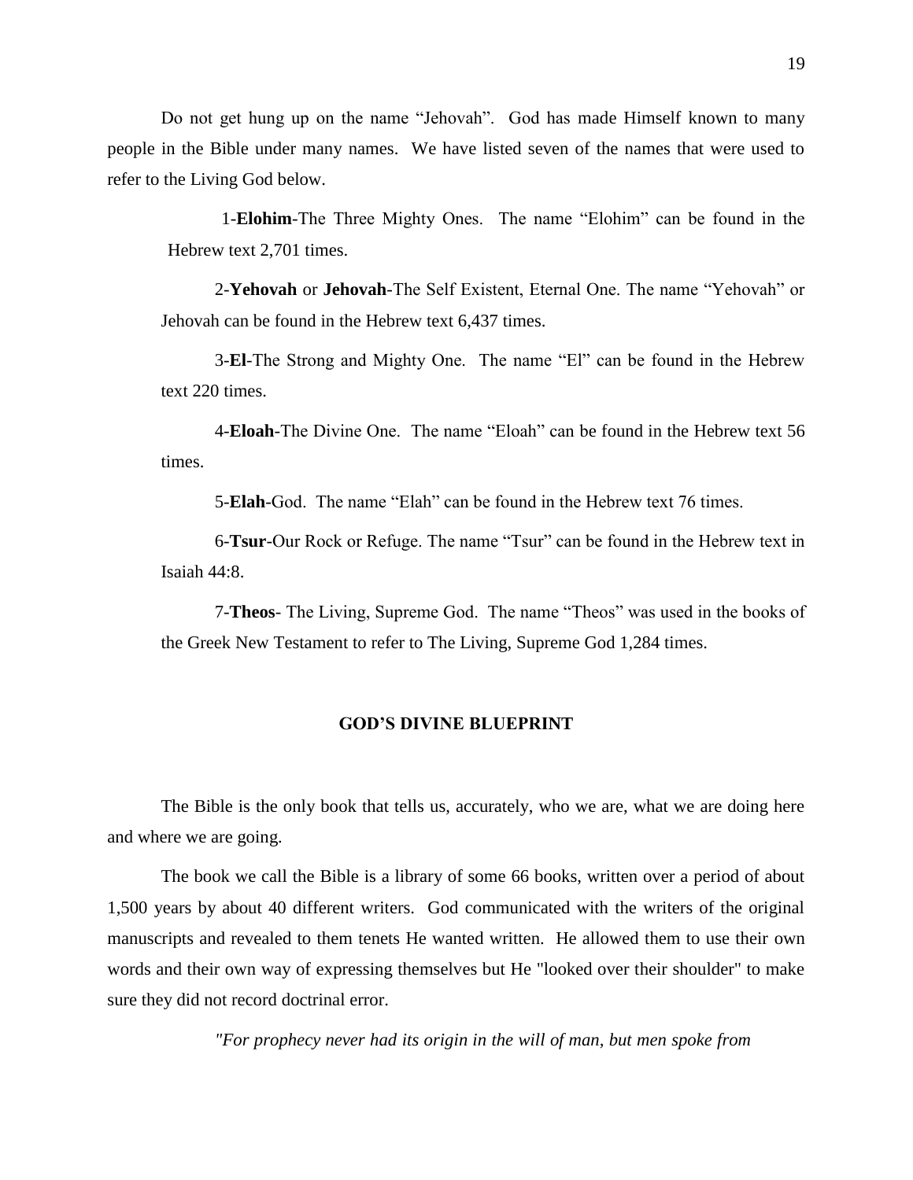Do not get hung up on the name "Jehovah". God has made Himself known to many people in the Bible under many names. We have listed seven of the names that were used to refer to the Living God below.

1-**Elohim**-The Three Mighty Ones. The name "Elohim" can be found in the Hebrew text 2,701 times.

2-**Yehovah** or **Jehovah**-The Self Existent, Eternal One. The name "Yehovah" or Jehovah can be found in the Hebrew text 6,437 times.

3-**El**-The Strong and Mighty One. The name "El" can be found in the Hebrew text 220 times.

4-**Eloah**-The Divine One. The name "Eloah" can be found in the Hebrew text 56 times.

5-**Elah**-God. The name "Elah" can be found in the Hebrew text 76 times.

6-**Tsur**-Our Rock or Refuge. The name "Tsur" can be found in the Hebrew text in Isaiah 44:8.

7-**Theos**- The Living, Supreme God. The name "Theos" was used in the books of the Greek New Testament to refer to The Living, Supreme God 1,284 times.

## GOD'S DIVINE BLUEPRINT

The Bible is the only book that tells us, accurately, who we are, what we are doing here and where we are going.

The book we call the Bible is a library of some 66 books, written over a period of about 1,500 years by about 40 different writers. God communicated with the writers of the original manuscripts and revealed to them tenets He wanted written. He allowed them to use their own words and their own way of expressing themselves but He "looked over their shoulder" to make sure they did not record doctrinal error.

*"For prophecy never had its origin in the will of man, but men spoke from*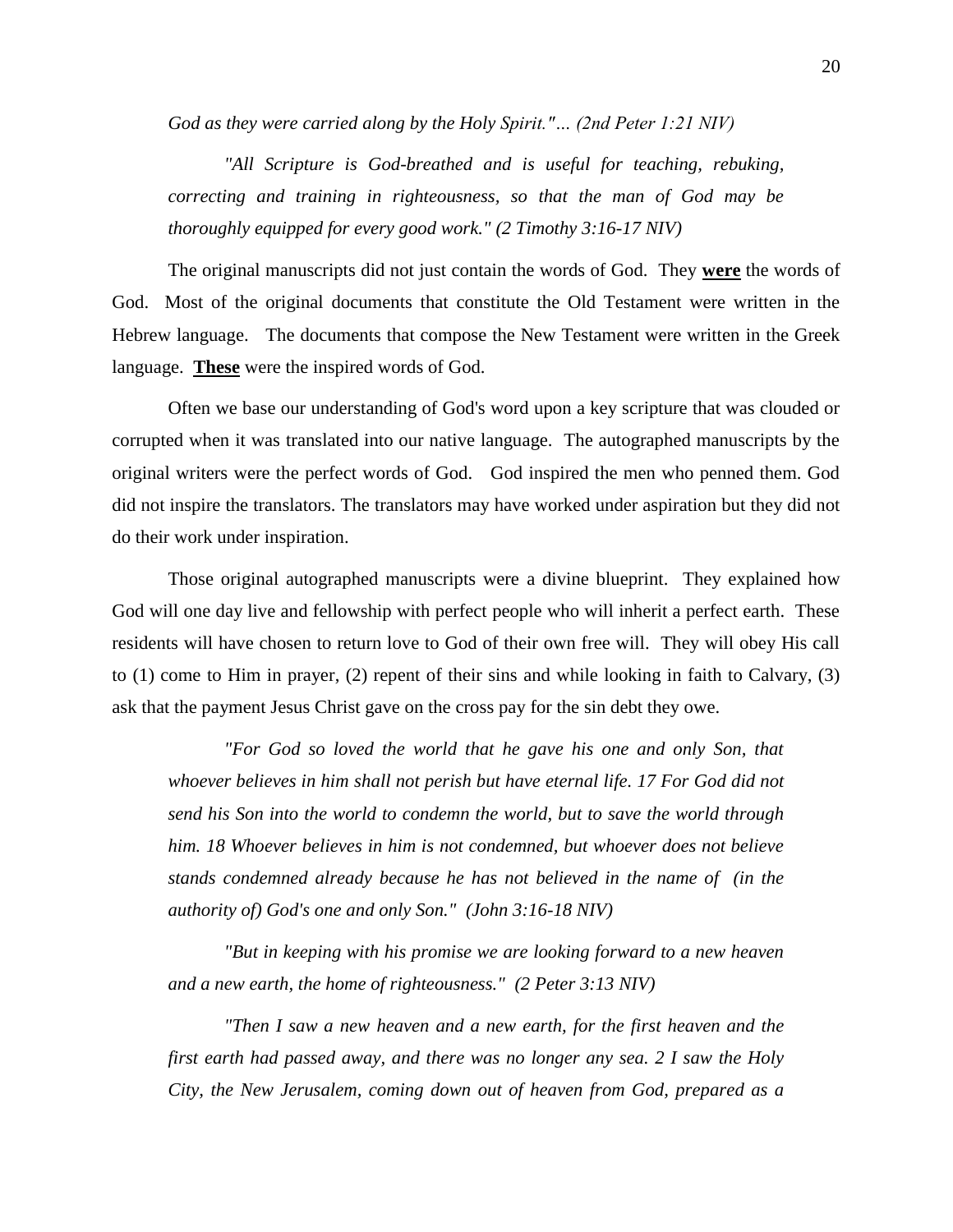*God as they were carried along by the Holy Spirit."… (2nd Peter 1:21 NIV)*

*"All Scripture is God-breathed and is useful for teaching, rebuking, correcting and training in righteousness, so that the man of God may be thoroughly equipped for every good work." (2 Timothy 3:16-17 NIV)*

The original manuscripts did not just contain the words of God. They **<u>were</u>** the words of God. Most of the original documents that constitute the Old Testament were written in the Hebrew language. The documents that compose the New Testament were written in the Greek language. **<u>These</u>** were the inspired words of God.

Often we base our understanding of God's word upon a key scripture that was clouded or corrupted when it was translated into our native language. The autographed manuscripts by the original writers were the perfect words of God. God inspired the men who penned them. God did not inspire the translators. The translators may have worked under aspiration but they did not do their work under inspiration.

Those original autographed manuscripts were a divine blueprint. They explained how God will one day live and fellowship with perfect people who will inherit a perfect earth. These residents will have chosen to return love to God of their own free will. They will obey His call to (1) come to Him in prayer, (2) repent of their sins and while looking in faith to Calvary, (3) ask that the payment Jesus Christ gave on the cross pay for the sin debt they owe.

*"For God so loved the world that he gave his one and only Son, that whoever believes in him shall not perish but have eternal life. 17 For God did not send his Son into the world to condemn the world, but to save the world through him. 18 Whoever believes in him is not condemned, but whoever does not believe stands condemned already because he has not believed in the name of (in the authority of) God's one and only Son." (John 3:16-18 NIV)*

*"But in keeping with his promise we are looking forward to a new heaven and a new earth, the home of righteousness." (2 Peter 3:13 NIV)*

*"Then I saw a new heaven and a new earth, for the first heaven and the first earth had passed away, and there was no longer any sea. 2 I saw the Holy City, the New Jerusalem, coming down out of heaven from God, prepared as a*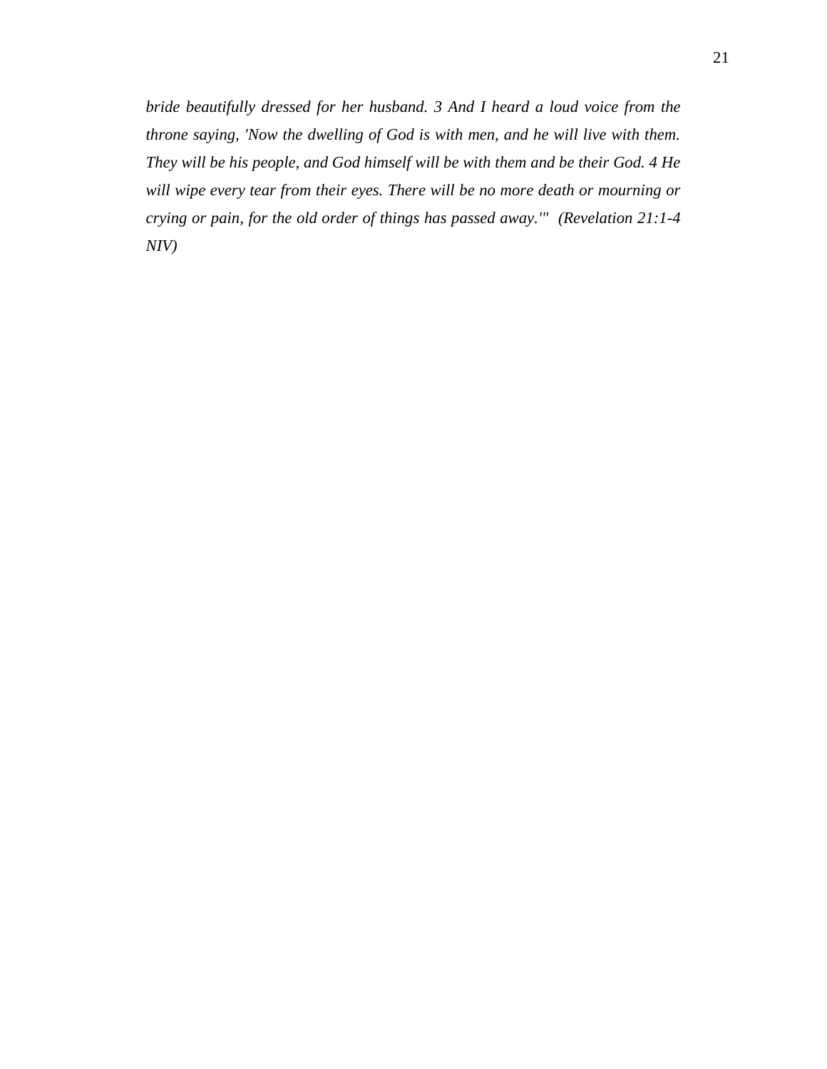*bride beautifully dressed for her husband. 3 And I heard a loud voice from the throne saying, 'Now the dwelling of God is with men, and he will live with them. They will be his people, and God himself will be with them and be their God. 4 He will wipe every tear from their eyes. There will be no more death or mourning or crying or pain, for the old order of things has passed away.'" (Revelation 21:1-4 NIV)*